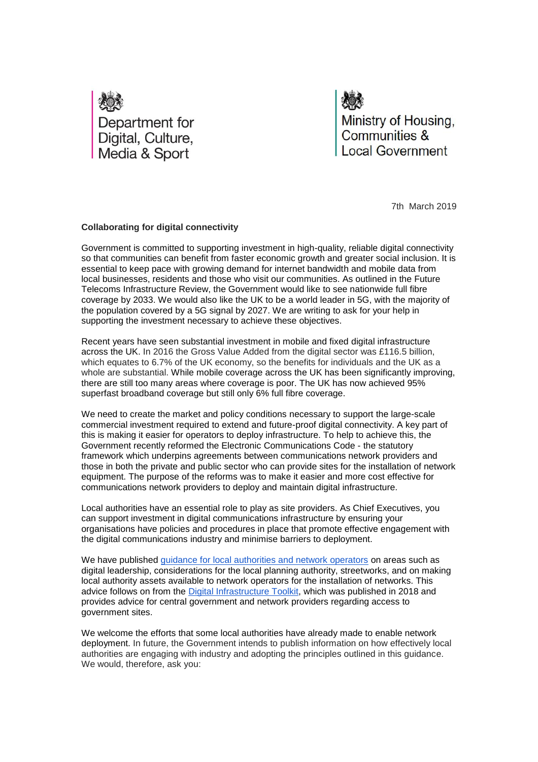Department for Digital, Culture, Media & Sport

Ministry of Housing, Communities & Local Government

7th March 2019

**Collaborating for digital connectivity**

Government is committed to supporting investment in high-quality, reliable digital connectivity so that communities can benefit from faster economic growth and greater social inclusion. It is essential to keep pace with growing demand for internet bandwidth and mobile data from local businesses, residents and those who visit our communities. As outlined in the Future Telecoms Infrastructure Review, the Government would like to see nationwide full fibre coverage by 2033. We would also like the UK to be a world leader in 5G, with the majority of the population covered by a 5G signal by 2027. We are writing to ask for your help in supporting the investment necessary to achieve these objectives.

Recent years have seen substantial investment in mobile and fixed digital infrastructure across the UK. In 2016 the Gross Value Added from the digital sector was £116.5 billion, which equates to 6.7% of the UK economy, so the benefits for individuals and the UK as a whole are substantial. While mobile coverage across the UK has been significantly improving, there are still too many areas where coverage is poor. The UK has now achieved 95% superfast broadband coverage but still only 6% full fibre coverage.

We need to create the market and policy conditions necessary to support the large-scale commercial investment required to extend and future-proof digital connectivity. A key part of this is making it easier for operators to deploy infrastructure. To help to achieve this, the Government recently reformed the Electronic Communications Code - the statutory framework which underpins agreements between communications network providers and those in both the private and public sector who can provide sites for the installation of network equipment. The purpose of the reforms was to make it easier and more cost effective for communications network providers to deploy and maintain digital infrastructure.

Local authorities have an essential role to play as site providers. As Chief Executives, you can support investment in digital communications infrastructure by ensuring your organisations have policies and procedures in place that promote effective engagement with the digital communications industry and minimise barriers to deployment.

We have published [guidance for local authorities and network operators]() on areas such as digital leadership, considerations for the local planning authority, streetworks, and on making local authority assets available to network operators for the installation of networks. This advice follows on from the [Digital Infrastructure Toolkit](), which was published in 2018 and provides advice for central government and network providers regarding access to government sites.

We welcome the efforts that some local authorities have already made to enable network deployment. In future, the Government intends to publish information on how effectively local authorities are engaging with industry and adopting the principles outlined in this guidance. We would, therefore, ask you: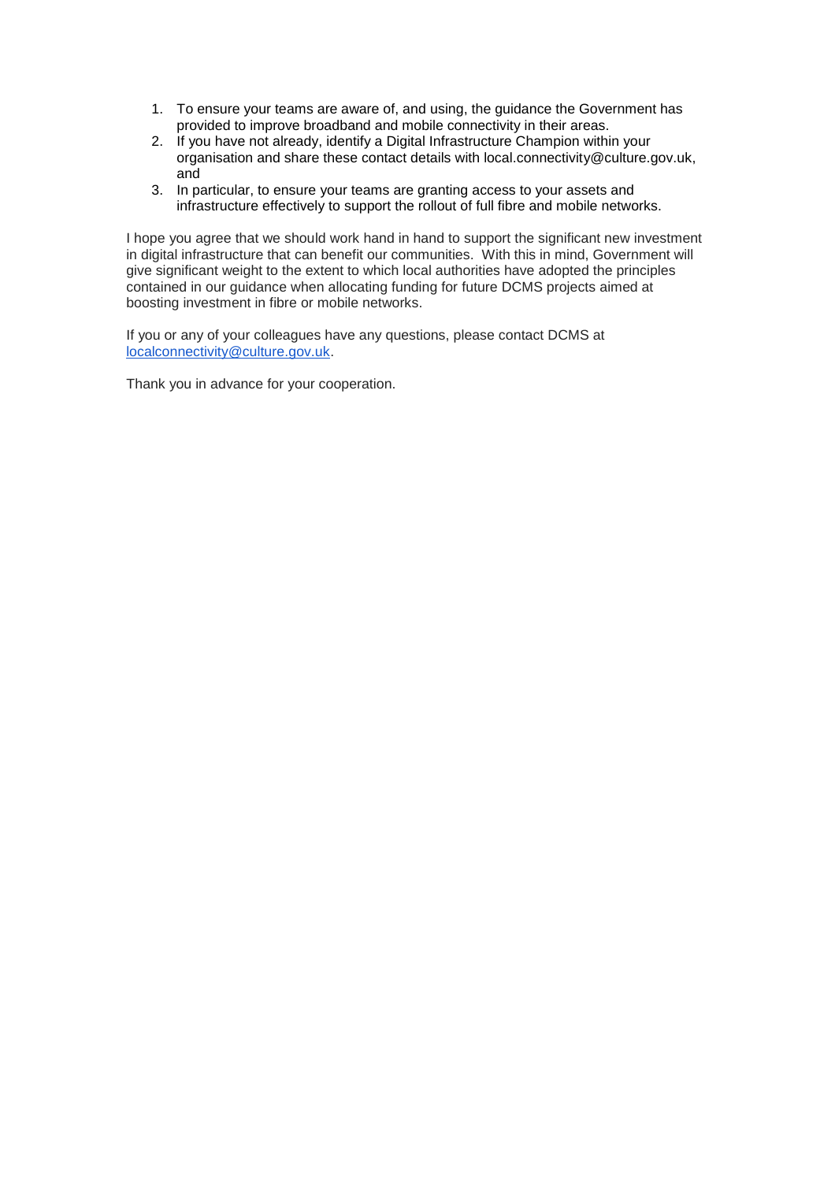1. To ensure your teams are aware of, and using, the guidance the Government has provided to improve broadband and mobile connectivity in their areas.
2. If you have not already, identify a Digital Infrastructure Champion within your organisation and share these contact details with local.connectivity@culture.gov.uk, and
3. In particular, to ensure your teams are granting access to your assets and infrastructure effectively to support the rollout of full fibre and mobile networks.

I hope you agree that we should work hand in hand to support the significant new investment in digital infrastructure that can benefit our communities. With this in mind, Government will give significant weight to the extent to which local authorities have adopted the principles contained in our guidance when allocating funding for future DCMS projects aimed at boosting investment in fibre or mobile networks.

If you or any of your colleagues have any questions, please contact DCMS at localconnectivity@culture.gov.uk.

Thank you in advance for your cooperation.